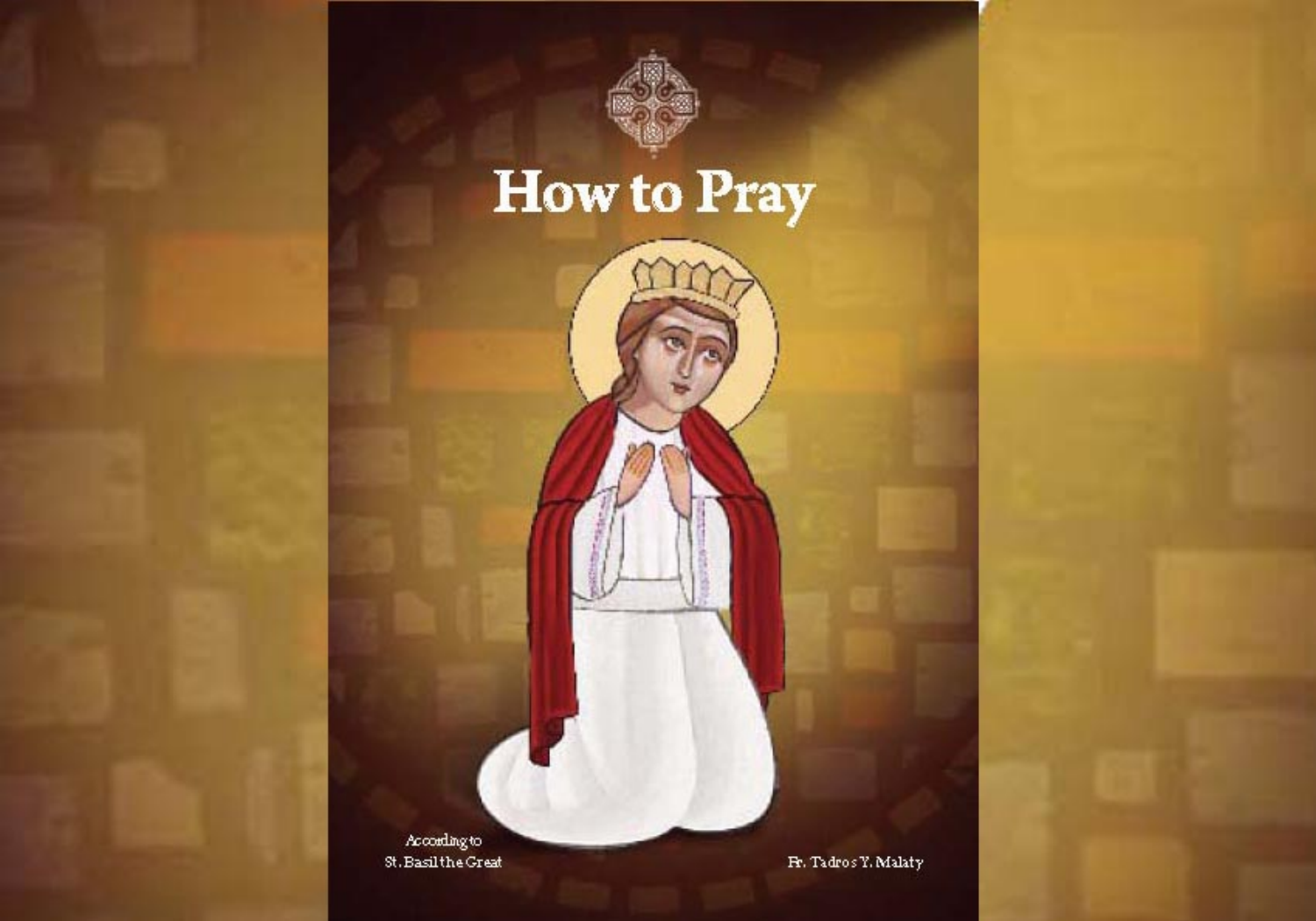# How to Pray

According to
St. Basil the Great

Fr. Tadros Y. Malaty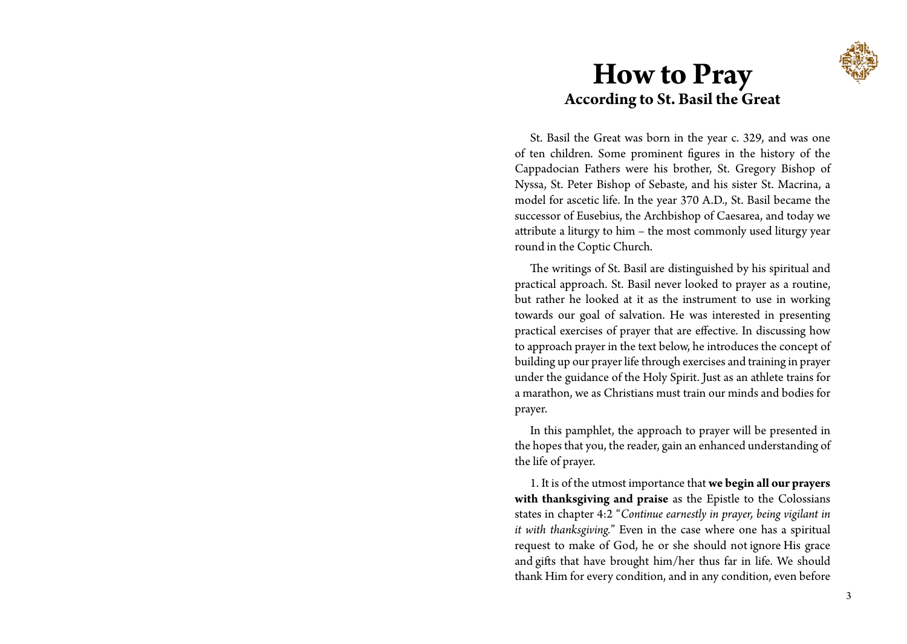# How to Pray

## According to St. Basil the Great

St. Basil the Great was born in the year c. 329, and was one of ten children. Some prominent figures in the history of the Cappadocian Fathers were his brother, St. Gregory Bishop of Nyssa, St. Peter Bishop of Sebaste, and his sister St. Macrina, a model for ascetic life. In the year 370 A.D., St. Basil became the successor of Eusebius, the Archbishop of Caesarea, and today we attribute a liturgy to him – the most commonly used liturgy year round in the Coptic Church.

The writings of St. Basil are distinguished by his spiritual and practical approach. St. Basil never looked to prayer as a routine, but rather he looked at it as the instrument to use in working towards our goal of salvation. He was interested in presenting practical exercises of prayer that are effective. In discussing how to approach prayer in the text below, he introduces the concept of building up our prayer life through exercises and training in prayer under the guidance of the Holy Spirit. Just as an athlete trains for a marathon, we as Christians must train our minds and bodies for prayer.

In this pamphlet, the approach to prayer will be presented in the hopes that you, the reader, gain an enhanced understanding of the life of prayer.

1. It is of the utmost importance that **we begin all our prayers with thanksgiving and praise** as the Epistle to the Colossians states in chapter 4:2 "*Continue earnestly in prayer, being vigilant in it with thanksgiving.*" Even in the case where one has a spiritual request to make of God, he or she should not ignore His grace and gifts that have brought him/her thus far in life. We should thank Him for every condition, and in any condition, even before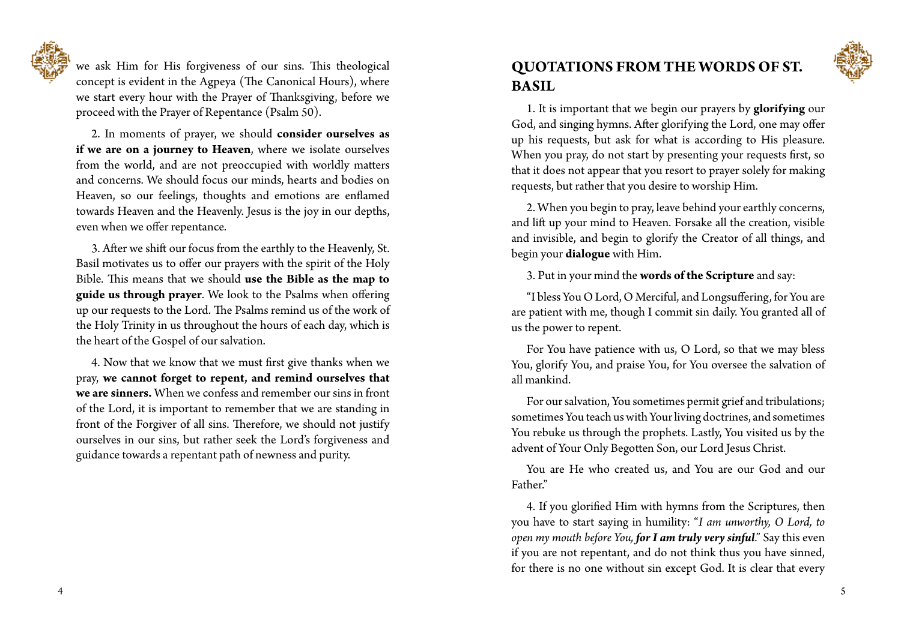we ask Him for His forgiveness of our sins. This theological concept is evident in the Agpeya (The Canonical Hours), where we start every hour with the Prayer of Thanksgiving, before we proceed with the Prayer of Repentance (Psalm 50).

2. In moments of prayer, we should **consider ourselves as if we are on a journey to Heaven**, where we isolate ourselves from the world, and are not preoccupied with worldly matters and concerns. We should focus our minds, hearts and bodies on Heaven, so our feelings, thoughts and emotions are enflamed towards Heaven and the Heavenly. Jesus is the joy in our depths, even when we offer repentance.

3. After we shift our focus from the earthly to the Heavenly, St. Basil motivates us to offer our prayers with the spirit of the Holy Bible. This means that we should **use the Bible as the map to guide us through prayer**. We look to the Psalms when offering up our requests to the Lord. The Psalms remind us of the work of the Holy Trinity in us throughout the hours of each day, which is the heart of the Gospel of our salvation.

4. Now that we know that we must first give thanks when we pray, **we cannot forget to repent, and remind ourselves that we are sinners.** When we confess and remember our sins in front of the Lord, it is important to remember that we are standing in front of the Forgiver of all sins. Therefore, we should not justify ourselves in our sins, but rather seek the Lord's forgiveness and guidance towards a repentant path of newness and purity.

## QUOTATIONS FROM THE WORDS OF ST. BASIL

1. It is important that we begin our prayers by **glorifying** our God, and singing hymns. After glorifying the Lord, one may offer up his requests, but ask for what is according to His pleasure. When you pray, do not start by presenting your requests first, so that it does not appear that you resort to prayer solely for making requests, but rather that you desire to worship Him.

2. When you begin to pray, leave behind your earthly concerns, and lift up your mind to Heaven. Forsake all the creation, visible and invisible, and begin to glorify the Creator of all things, and begin your **dialogue** with Him.

3. Put in your mind the **words of the Scripture** and say:

"I bless You O Lord, O Merciful, and Longsuffering, for You are are patient with me, though I commit sin daily. You granted all of us the power to repent.

For You have patience with us, O Lord, so that we may bless You, glorify You, and praise You, for You oversee the salvation of all mankind.

For our salvation, You sometimes permit grief and tribulations; sometimes You teach us with Your living doctrines, and sometimes You rebuke us through the prophets. Lastly, You visited us by the advent of Your Only Begotten Son, our Lord Jesus Christ.

You are He who created us, and You are our God and our Father."

4. If you glorified Him with hymns from the Scriptures, then you have to start saying in humility: "*I am unworthy, O Lord, to open my mouth before You, **for I am truly very sinful***." Say this even if you are not repentant, and do not think thus you have sinned, for there is no one without sin except God. It is clear that every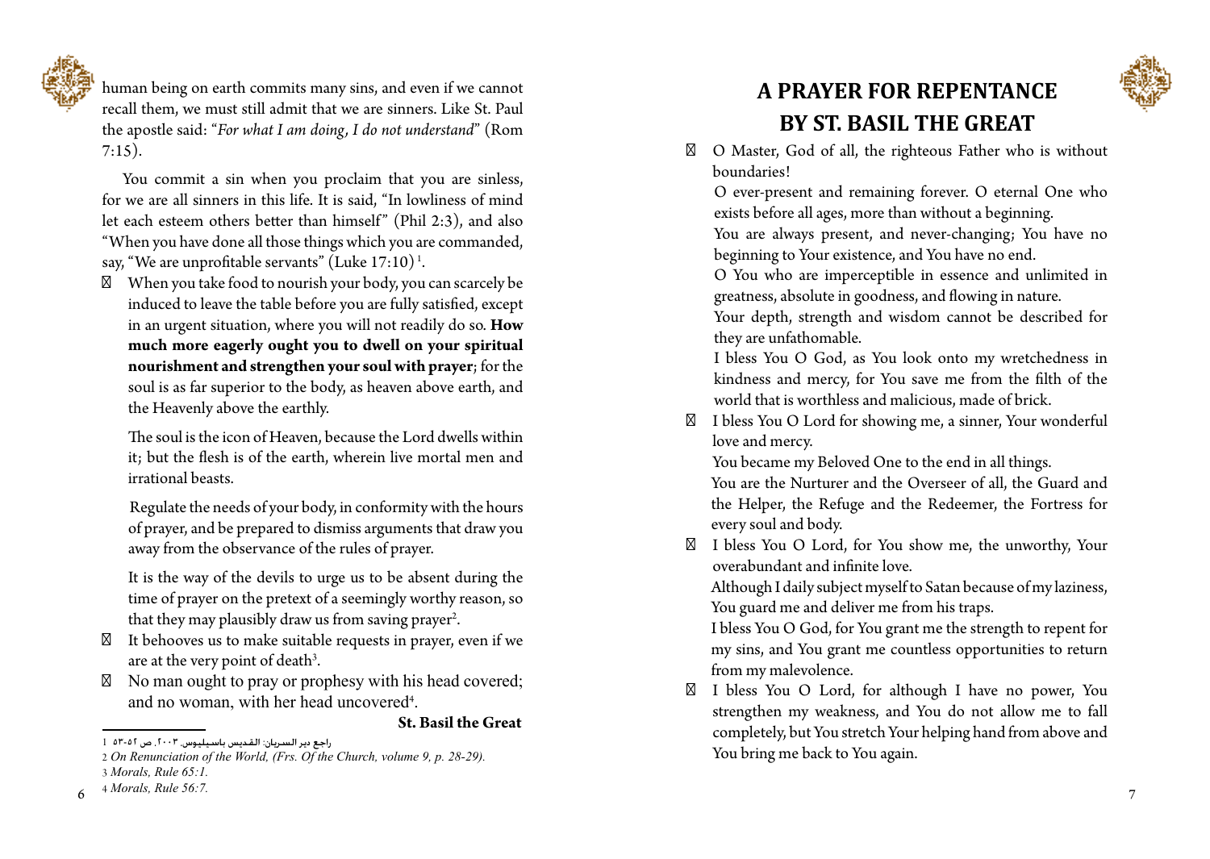human being on earth commits many sins, and even if we cannot recall them, we must still admit that we are sinners. Like St. Paul the apostle said: "*For what I am doing, I do not understand*" (Rom 7:15).

You commit a sin when you proclaim that you are sinless, for we are all sinners in this life. It is said, "In lowliness of mind let each esteem others better than himself" (Phil 2:3), and also "When you have done all those things which you are commanded, say, "We are unprofitable servants" (Luke 17:10) [1].

- When you take food to nourish your body, you can scarcely be induced to leave the table before you are fully satisfied, except in an urgent situation, where you will not readily do so. **How much more eagerly ought you to dwell on your spiritual nourishment and strengthen your soul with prayer**; for the soul is as far superior to the body, as heaven above earth, and the Heavenly above the earthly.

  The soul is the icon of Heaven, because the Lord dwells within it; but the flesh is of the earth, wherein live mortal men and irrational beasts.

  Regulate the needs of your body, in conformity with the hours of prayer, and be prepared to dismiss arguments that draw you away from the observance of the rules of prayer.

  It is the way of the devils to urge us to be absent during the time of prayer on the pretext of a seemingly worthy reason, so that they may plausibly draw us from saving prayer[2].
- It behooves us to make suitable requests in prayer, even if we are at the very point of death[3].
- No man ought to pray or prophesy with his head covered; and no woman, with her head uncovered[4].

**St. Basil the Great**

1 راجع دير السريان: القديس باسيليوس، ٢٠٠٣، ص ٥٢-٥٣

2 *On Renunciation of the World, (Frs. Of the Church, volume 9, p. 28-29).*

3 *Morals, Rule 65:1.*

4 *Morals, Rule 56:7.*

# A PRAYER FOR REPENTANCE BY ST. BASIL THE GREAT

- O Master, God of all, the righteous Father who is without boundaries!

  O ever-present and remaining forever. O eternal One who exists before all ages, more than without a beginning.

  You are always present, and never-changing; You have no beginning to Your existence, and You have no end.

  O You who are imperceptible in essence and unlimited in greatness, absolute in goodness, and flowing in nature.

  Your depth, strength and wisdom cannot be described for they are unfathomable.

  I bless You O God, as You look onto my wretchedness in kindness and mercy, for You save me from the filth of the world that is worthless and malicious, made of brick.
- I bless You O Lord for showing me, a sinner, Your wonderful love and mercy.

  You became my Beloved One to the end in all things.

  You are the Nurturer and the Overseer of all, the Guard and the Helper, the Refuge and the Redeemer, the Fortress for every soul and body.
- I bless You O Lord, for You show me, the unworthy, Your overabundant and infinite love.

  Although I daily subject myself to Satan because of my laziness, You guard me and deliver me from his traps.

  I bless You O God, for You grant me the strength to repent for my sins, and You grant me countless opportunities to return from my malevolence.
- I bless You O Lord, for although I have no power, You strengthen my weakness, and You do not allow me to fall completely, but You stretch Your helping hand from above and You bring me back to You again.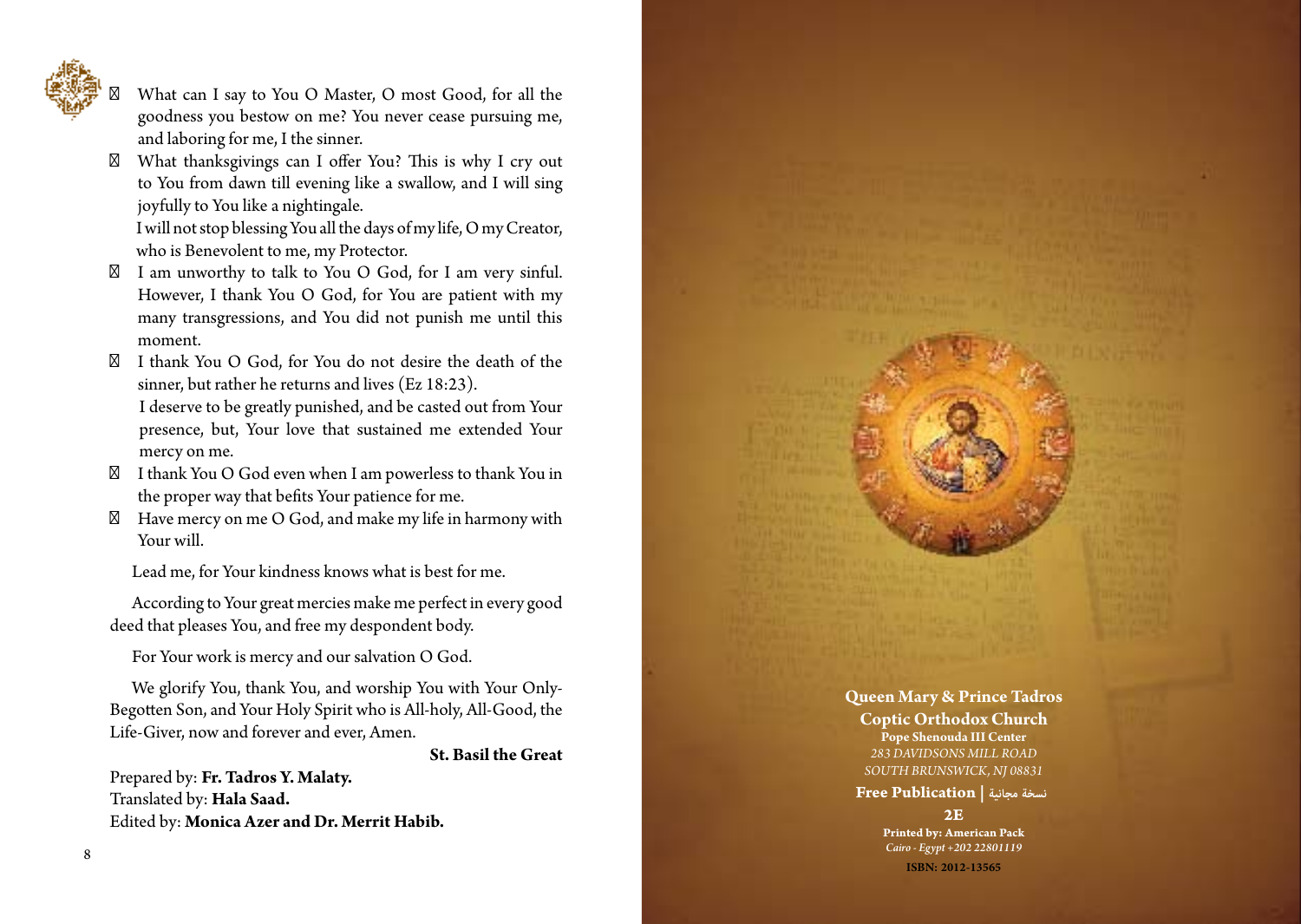- What can I say to You O Master, O most Good, for all the goodness you bestow on me? You never cease pursuing me, and laboring for me, I the sinner.
- What thanksgivings can I offer You? This is why I cry out to You from dawn till evening like a swallow, and I will sing joyfully to You like a nightingale.

  I will not stop blessing You all the days of my life, O my Creator, who is Benevolent to me, my Protector.
- I am unworthy to talk to You O God, for I am very sinful. However, I thank You O God, for You are patient with my many transgressions, and You did not punish me until this moment.
- I thank You O God, for You do not desire the death of the sinner, but rather he returns and lives (Ez 18:23).

  I deserve to be greatly punished, and be casted out from Your presence, but, Your love that sustained me extended Your mercy on me.
- I thank You O God even when I am powerless to thank You in the proper way that befits Your patience for me.
- Have mercy on me O God, and make my life in harmony with Your will.

Lead me, for Your kindness knows what is best for me.

According to Your great mercies make me perfect in every good deed that pleases You, and free my despondent body.

For Your work is mercy and our salvation O God.

We glorify You, thank You, and worship You with Your Only-Begotten Son, and Your Holy Spirit who is All-holy, All-Good, the Life-Giver, now and forever and ever, Amen.

**St. Basil the Great**

Prepared by: **Fr. Tadros Y. Malaty.**
Translated by: **Hala Saad.**
Edited by: **Monica Azer and Dr. Merrit Habib.**

**Queen Mary & Prince Tadros Coptic Orthodox Church**
**Pope Shenouda III Center**
*283 DAVIDSONS MILL ROAD*
*SOUTH BRUNSWICK, NJ 08831*

**Free Publication | نسخة مجانية**

**2E**

**Printed by: American Pack**
*Cairo - Egypt +202 22801119*

**ISBN: 2012-13565**